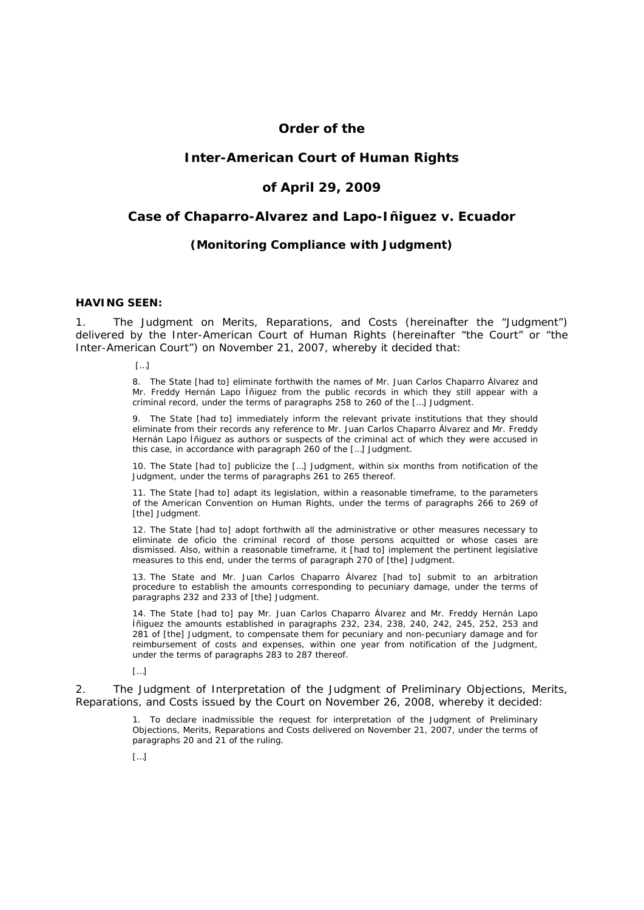# Order of the

# Inter-American Court of Human Rights

# of April 29, 2009

## Case of Chaparro-Alvarez and Lapo-Iñiguez v. Ecuador

### (Monitoring Compliance with Judgment)

**HAVING SEEN:**

1. The Judgment on Merits, Reparations, and Costs (hereinafter the "Judgment") delivered by the Inter-American Court of Human Rights (hereinafter "the Court" or "the Inter-American Court") on November 21, 2007, whereby it decided that:

> […]
>
> 8. The State [had to] eliminate forthwith the names of Mr. Juan Carlos Chaparro Álvarez and Mr. Freddy Hernán Lapo Íñiguez from the public records in which they still appear with a criminal record, under the terms of paragraphs 258 to 260 of the […] Judgment.
>
> 9. The State [had to] immediately inform the relevant private institutions that they should eliminate from their records any reference to Mr. Juan Carlos Chaparro Álvarez and Mr. Freddy Hernán Lapo Íñiguez as authors or suspects of the criminal act of which they were accused in this case, in accordance with paragraph 260 of the […] Judgment.
>
> 10. The State [had to] publicize the […] Judgment, within six months from notification of the Judgment, under the terms of paragraphs 261 to 265 thereof.
>
> 11. The State [had to] adapt its legislation, within a reasonable timeframe, to the parameters of the American Convention on Human Rights, under the terms of paragraphs 266 to 269 of [the] Judgment.
>
> 12. The State [had to] adopt forthwith all the administrative or other measures necessary to eliminate de oficio the criminal record of those persons acquitted or whose cases are dismissed. Also, within a reasonable timeframe, it [had to] implement the pertinent legislative measures to this end, under the terms of paragraph 270 of [the] Judgment.
>
> 13. The State and Mr. Juan Carlos Chaparro Álvarez [had to] submit to an arbitration procedure to establish the amounts corresponding to pecuniary damage, under the terms of paragraphs 232 and 233 of [the] Judgment.
>
> 14. The State [had to] pay Mr. Juan Carlos Chaparro Álvarez and Mr. Freddy Hernán Lapo Íñiguez the amounts established in paragraphs 232, 234, 238, 240, 242, 245, 252, 253 and 281 of [the] Judgment, to compensate them for pecuniary and non-pecuniary damage and for reimbursement of costs and expenses, within one year from notification of the Judgment, under the terms of paragraphs 283 to 287 thereof.
>
> […]

2. The Judgment of Interpretation of the Judgment of Preliminary Objections, Merits, Reparations, and Costs issued by the Court on November 26, 2008, whereby it decided:

> 1. To declare inadmissible the request for interpretation of the Judgment of Preliminary Objections, Merits, Reparations and Costs delivered on November 21, 2007, under the terms of paragraphs 20 and 21 of the ruling.
>
> […]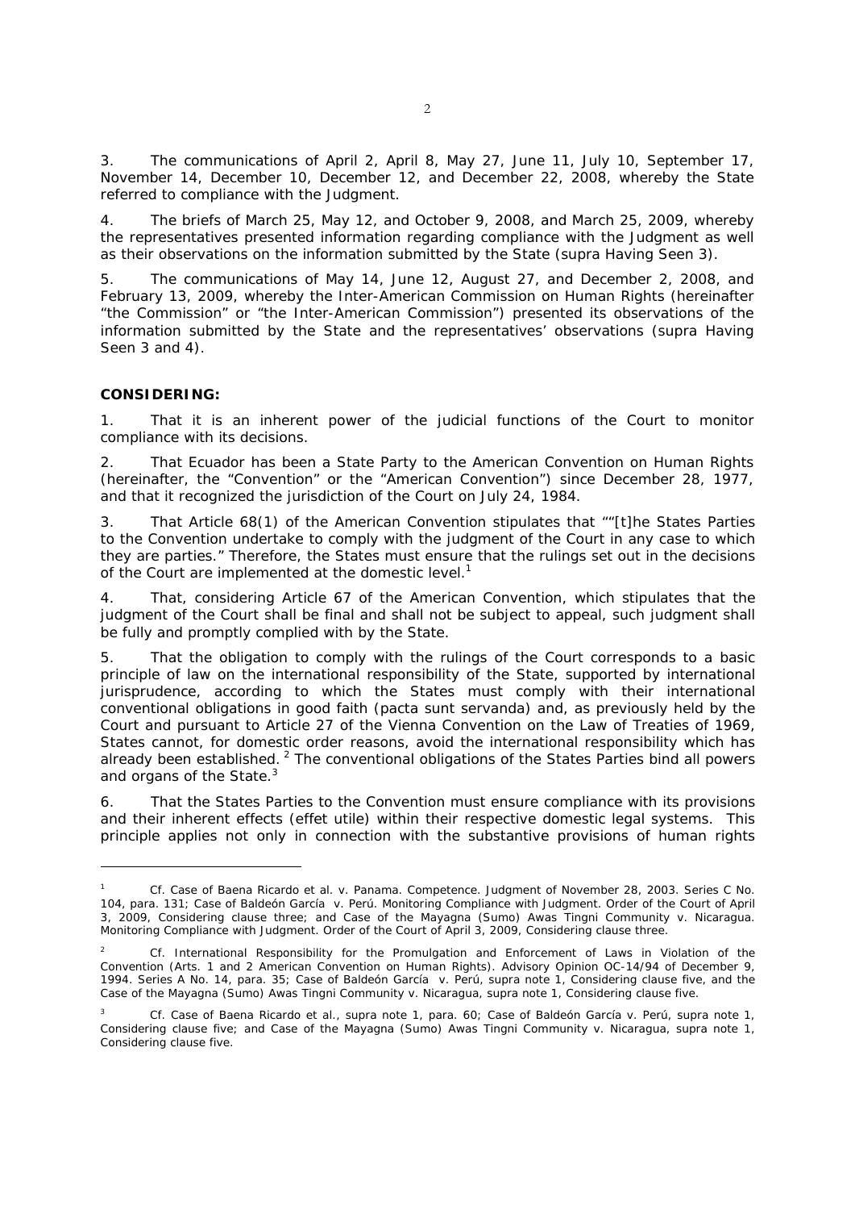3. The communications of April 2, April 8, May 27, June 11, July 10, September 17, November 14, December 10, December 12, and December 22, 2008, whereby the State referred to compliance with the Judgment.

4. The briefs of March 25, May 12, and October 9, 2008, and March 25, 2009, whereby the representatives presented information regarding compliance with the Judgment as well as their observations on the information submitted by the State (*supra* Having Seen 3).

5. The communications of May 14, June 12, August 27, and December 2, 2008, and February 13, 2009, whereby the Inter-American Commission on Human Rights (hereinafter "the Commission" or "the Inter-American Commission") presented its observations of the information submitted by the State and the representatives' observations (*supra* Having Seen 3 and 4).

**CONSIDERING:**

1. That it is an inherent power of the judicial functions of the Court to monitor compliance with its decisions.

2. That Ecuador has been a State Party to the American Convention on Human Rights (hereinafter, the "Convention" or the "American Convention") since December 28, 1977, and that it recognized the jurisdiction of the Court on July 24, 1984.

3. That Article 68(1) of the American Convention stipulates that ""[t]he States Parties to the Convention undertake to comply with the judgment of the Court in any case to which they are parties." Therefore, the States must ensure that the rulings set out in the decisions of the Court are implemented at the domestic level.[1]

4. That, considering Article 67 of the American Convention, which stipulates that the judgment of the Court shall be final and shall not be subject to appeal, such judgment shall be fully and promptly complied with by the State.

5. That the obligation to comply with the rulings of the Court corresponds to a basic principle of law on the international responsibility of the State, supported by international jurisprudence, according to which the States must comply with their international conventional obligations in good faith (*pacta sunt servanda*) and, as previously held by the Court and pursuant to Article 27 of the Vienna Convention on the Law of Treaties of 1969, States cannot, for domestic order reasons, avoid the international responsibility which has already been established.[2] The conventional obligations of the States Parties bind all powers and organs of the State.[3]

6. That the States Parties to the Convention must ensure compliance with its provisions and their inherent effects (*effet utile*) within their respective domestic legal systems. This principle applies not only in connection with the substantive provisions of human rights

---

[1] *Cf. Case of Baena Ricardo et al. v. Panama. Competence.* Judgment of November 28, 2003. Series C No. 104, para. 131; *Case of Baldeón García v. Perú. Monitoring Compliance with Judgment.* Order of the Court of April 3, 2009, Considering clause three; and *Case of the Mayagna (Sumo) Awas Tingni Community v. Nicaragua. Monitoring Compliance with Judgment.* Order of the Court of April 3, 2009, Considering clause three.

[2] *Cf. International Responsibility for the Promulgation and Enforcement of Laws in Violation of the Convention (Arts. 1 and 2 American Convention on Human Rights).* Advisory Opinion OC-14/94 of December 9, 1994. Series A No. 14, para. 35; *Case of Baldeón García v. Perú, supra* note 1, Considering clause five, and the *Case of the Mayagna (Sumo) Awas Tingni Community v. Nicaragua, supra* note 1, Considering clause five.

[3] *Cf. Case of Baena Ricardo et al., supra* note 1, para. 60; *Case of Baldeón García v. Perú, supra* note 1, Considering clause five; and *Case of the Mayagna (Sumo) Awas Tingni Community v. Nicaragua, supra* note 1, Considering clause five.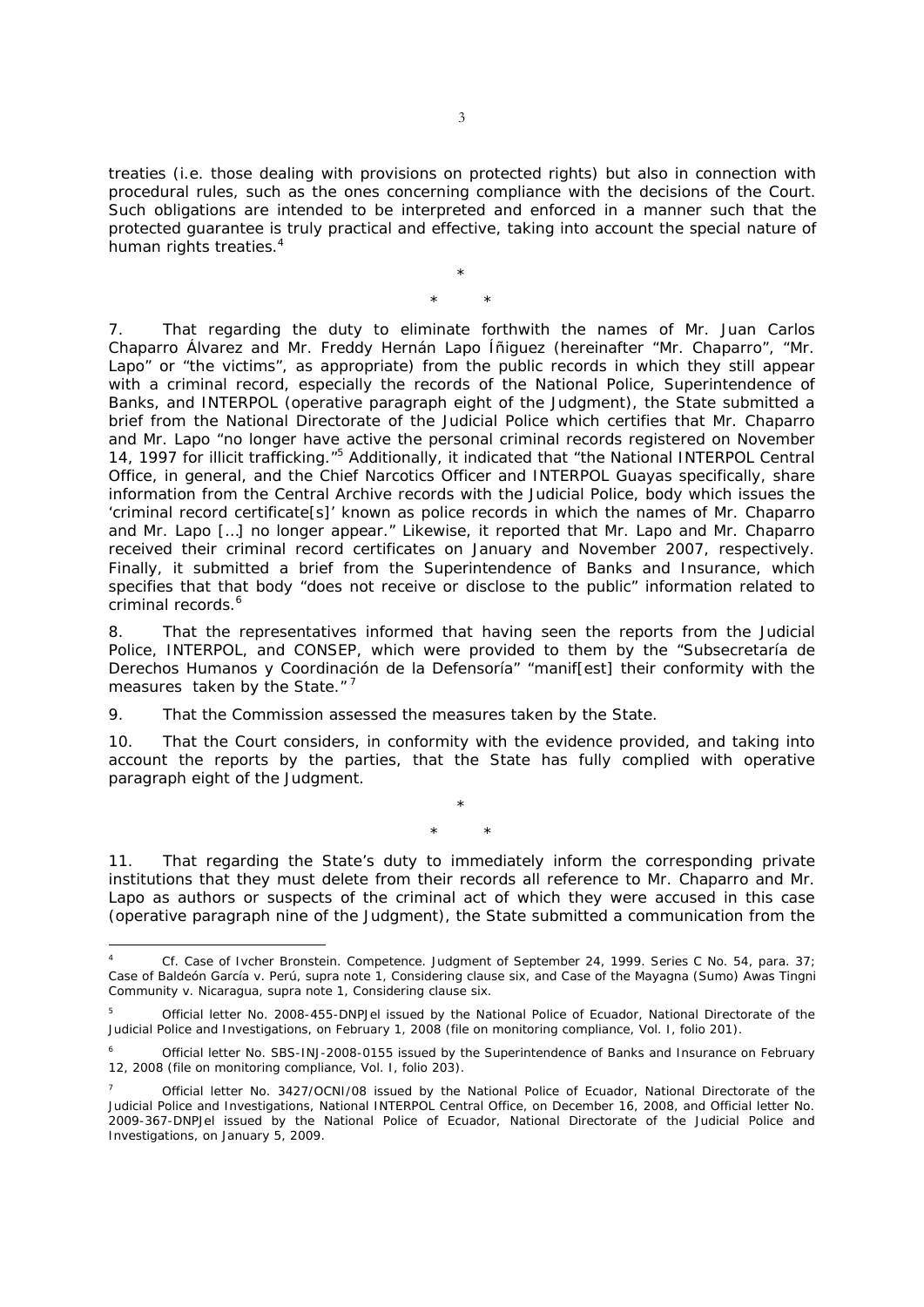treaties (i.e. those dealing with provisions on protected rights) but also in connection with procedural rules, such as the ones concerning compliance with the decisions of the Court. Such obligations are intended to be interpreted and enforced in a manner such that the protected guarantee is truly practical and effective, taking into account the special nature of human rights treaties.[4]

\*

\* \*

7. That regarding the duty to eliminate forthwith the names of Mr. Juan Carlos Chaparro Álvarez and Mr. Freddy Hernán Lapo Íñiguez (hereinafter "Mr. Chaparro", "Mr. Lapo" or "the victims", as appropriate) from the public records in which they still appear with a criminal record, especially the records of the National Police, Superintendence of Banks, and INTERPOL (operative paragraph eight of the Judgment), the State submitted a brief from the National Directorate of the Judicial Police which certifies that Mr. Chaparro and Mr. Lapo "no longer have active the personal criminal records registered on November 14, 1997 for illicit trafficking."[5] Additionally, it indicated that "the National INTERPOL Central Office, in general, and the Chief Narcotics Officer and INTERPOL Guayas specifically, share information from the Central Archive records with the Judicial Police, body which issues the 'criminal record certificate[s]' known as police records in which the names of Mr. Chaparro and Mr. Lapo […] no longer appear." Likewise, it reported that Mr. Lapo and Mr. Chaparro received their criminal record certificates on January and November 2007, respectively. Finally, it submitted a brief from the Superintendence of Banks and Insurance, which specifies that that body "does not receive or disclose to the public" information related to criminal records.[6]

8. That the representatives informed that having seen the reports from the Judicial Police, INTERPOL, and CONSEP, which were provided to them by the "Subsecretaría de Derechos Humanos y Coordinación de la Defensoría" "manif[est] their conformity with the measures taken by the State."[7]

9. That the Commission assessed the measures taken by the State.

10. That the Court considers, in conformity with the evidence provided, and taking into account the reports by the parties, that the State has fully complied with operative paragraph eight of the Judgment.

\*

\* \*

11. That regarding the State's duty to immediately inform the corresponding private institutions that they must delete from their records all reference to Mr. Chaparro and Mr. Lapo as authors or suspects of the criminal act of which they were accused in this case (operative paragraph nine of the Judgment), the State submitted a communication from the

---

[4] *Cf. Case of Ivcher Bronstein. Competence*. Judgment of September 24, 1999. Series C No. 54, para. 37; *Case of Baldeón García v. Perú*, *supra* note 1, Considering clause six, and *Case of the Mayagna (Sumo) Awas Tingni Community v. Nicaragua*, *supra* note 1, Considering clause six.

[5] Official letter No. 2008-455-DNPJeI issued by the National Police of Ecuador, National Directorate of the Judicial Police and Investigations, on February 1, 2008 (file on monitoring compliance, Vol. I, folio 201).

[6] Official letter No. SBS-INJ-2008-0155 issued by the Superintendence of Banks and Insurance on February 12, 2008 (file on monitoring compliance, Vol. I, folio 203).

[7] Official letter No. 3427/OCNI/08 issued by the National Police of Ecuador, National Directorate of the Judicial Police and Investigations, National INTERPOL Central Office, on December 16, 2008, and Official letter No. 2009-367-DNPJeI issued by the National Police of Ecuador, National Directorate of the Judicial Police and Investigations, on January 5, 2009.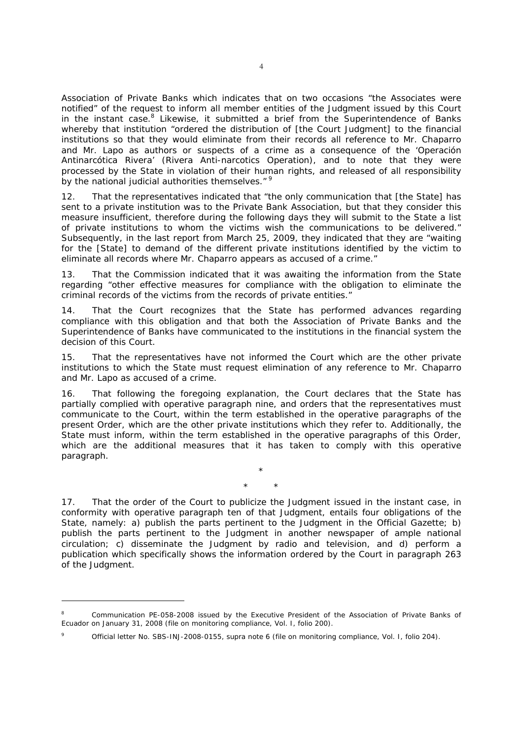Association of Private Banks which indicates that on two occasions "the Associates were notified" of the request to inform all member entities of the Judgment issued by this Court in the instant case.[8] Likewise, it submitted a brief from the Superintendence of Banks whereby that institution "ordered the distribution of [the Court Judgment] to the financial institutions so that they would eliminate from their records all reference to Mr. Chaparro and Mr. Lapo as authors or suspects of a crime as a consequence of the '*Operación Antinarcótica Rivera*' (Rivera Anti-narcotics Operation), and to note that they were processed by the State in violation of their human rights, and released of all responsibility by the national judicial authorities themselves."[9]

12. That the representatives indicated that "the only communication that [the State] has sent to a private institution was to the Private Bank Association, but that they consider this measure insufficient, therefore during the following days they will submit to the State a list of private institutions to whom the victims wish the communications to be delivered." Subsequently, in the last report from March 25, 2009, they indicated that they are "waiting for the [State] to demand of the different private institutions identified by the victim to eliminate all records where Mr. Chaparro appears as accused of a crime."

13. That the Commission indicated that it was awaiting the information from the State regarding "other effective measures for compliance with the obligation to eliminate the criminal records of the victims from the records of private entities."

14. That the Court recognizes that the State has performed advances regarding compliance with this obligation and that both the Association of Private Banks and the Superintendence of Banks have communicated to the institutions in the financial system the decision of this Court.

15. That the representatives have not informed the Court which are the other private institutions to which the State must request elimination of any reference to Mr. Chaparro and Mr. Lapo as accused of a crime.

16. That following the foregoing explanation, the Court declares that the State has partially complied with operative paragraph nine, and orders that the representatives must communicate to the Court, within the term established in the operative paragraphs of the present Order, which are the other private institutions which they refer to. Additionally, the State must inform, within the term established in the operative paragraphs of this Order, which are the additional measures that it has taken to comply with this operative paragraph.

\*

\* \*

17. That the order of the Court to publicize the Judgment issued in the instant case, in conformity with operative paragraph ten of that Judgment, entails four obligations of the State, namely: a) publish the parts pertinent to the Judgment in the Official Gazette; b) publish the parts pertinent to the Judgment in another newspaper of ample national circulation; c) disseminate the Judgment by radio and television, and d) perform a publication which specifically shows the information ordered by the Court in paragraph 263 of the Judgment.

---

[8] Communication PE-058-2008 issued by the Executive President of the Association of Private Banks of Ecuador on January 31, 2008 (file on monitoring compliance, Vol. I, folio 200).

[9] Official letter No. SBS-INJ-2008-0155, *supra* note 6 (file on monitoring compliance, Vol. I, folio 204).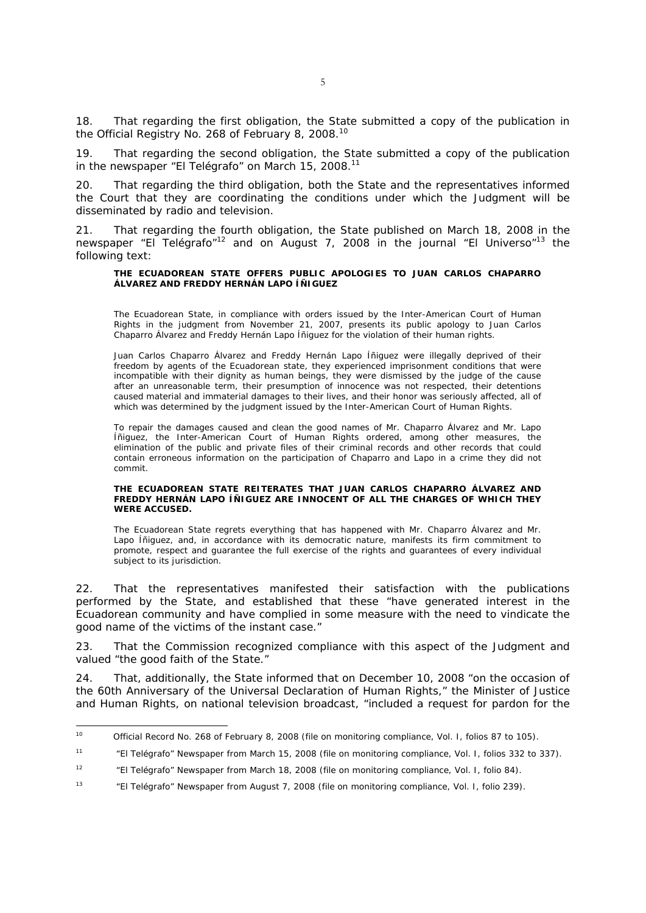18. That regarding the first obligation, the State submitted a copy of the publication in the Official Registry No. 268 of February 8, 2008.[10]

19. That regarding the second obligation, the State submitted a copy of the publication in the newspaper "El Telégrafo" on March 15, 2008.[11]

20. That regarding the third obligation, both the State and the representatives informed the Court that they are coordinating the conditions under which the Judgment will be disseminated by radio and television.

21. That regarding the fourth obligation, the State published on March 18, 2008 in the newspaper "El Telégrafo"[12] and on August 7, 2008 in the journal "El Universo"[13] the following text:

> **THE ECUADOREAN STATE OFFERS PUBLIC APOLOGIES TO JUAN CARLOS CHAPARRO ÁLVAREZ AND FREDDY HERNÁN LAPO ÍÑIGUEZ**
>
> The Ecuadorean State, in compliance with orders issued by the Inter-American Court of Human Rights in the judgment from November 21, 2007, presents its public apology to Juan Carlos Chaparro Álvarez and Freddy Hernán Lapo Íñiguez for the violation of their human rights.
>
> Juan Carlos Chaparro Álvarez and Freddy Hernán Lapo Íñiguez were illegally deprived of their freedom by agents of the Ecuadorean state, they experienced imprisonment conditions that were incompatible with their dignity as human beings, they were dismissed by the judge of the cause after an unreasonable term, their presumption of innocence was not respected, their detentions caused material and immaterial damages to their lives, and their honor was seriously affected, all of which was determined by the judgment issued by the Inter-American Court of Human Rights.
>
> To repair the damages caused and clean the good names of Mr. Chaparro Álvarez and Mr. Lapo Íñiguez, the Inter-American Court of Human Rights ordered, among other measures, the elimination of the public and private files of their criminal records and other records that could contain erroneous information on the participation of Chaparro and Lapo in a crime they did not commit.
>
> **THE ECUADOREAN STATE REITERATES THAT JUAN CARLOS CHAPARRO ÁLVAREZ AND FREDDY HERNÁN LAPO ÍÑIGUEZ ARE INNOCENT OF ALL THE CHARGES OF WHICH THEY WERE ACCUSED.**
>
> The Ecuadorean State regrets everything that has happened with Mr. Chaparro Álvarez and Mr. Lapo Íñiguez, and, in accordance with its democratic nature, manifests its firm commitment to promote, respect and guarantee the full exercise of the rights and guarantees of every individual subject to its jurisdiction.

22. That the representatives manifested their satisfaction with the publications performed by the State, and established that these "have generated interest in the Ecuadorean community and have complied in some measure with the need to vindicate the good name of the victims of the instant case."

23. That the Commission recognized compliance with this aspect of the Judgment and valued "the good faith of the State."

24. That, additionally, the State informed that on December 10, 2008 "on the occasion of the 60th Anniversary of the Universal Declaration of Human Rights," the Minister of Justice and Human Rights, on national television broadcast, "included a request for pardon for the

---

[10] Official Record No. 268 of February 8, 2008 (file on monitoring compliance, Vol. I, folios 87 to 105).

[11] "El Telégrafo" Newspaper from March 15, 2008 (file on monitoring compliance, Vol. I, folios 332 to 337).

[12] "El Telégrafo" Newspaper from March 18, 2008 (file on monitoring compliance, Vol. I, folio 84).

[13] "El Telégrafo" Newspaper from August 7, 2008 (file on monitoring compliance, Vol. I, folio 239).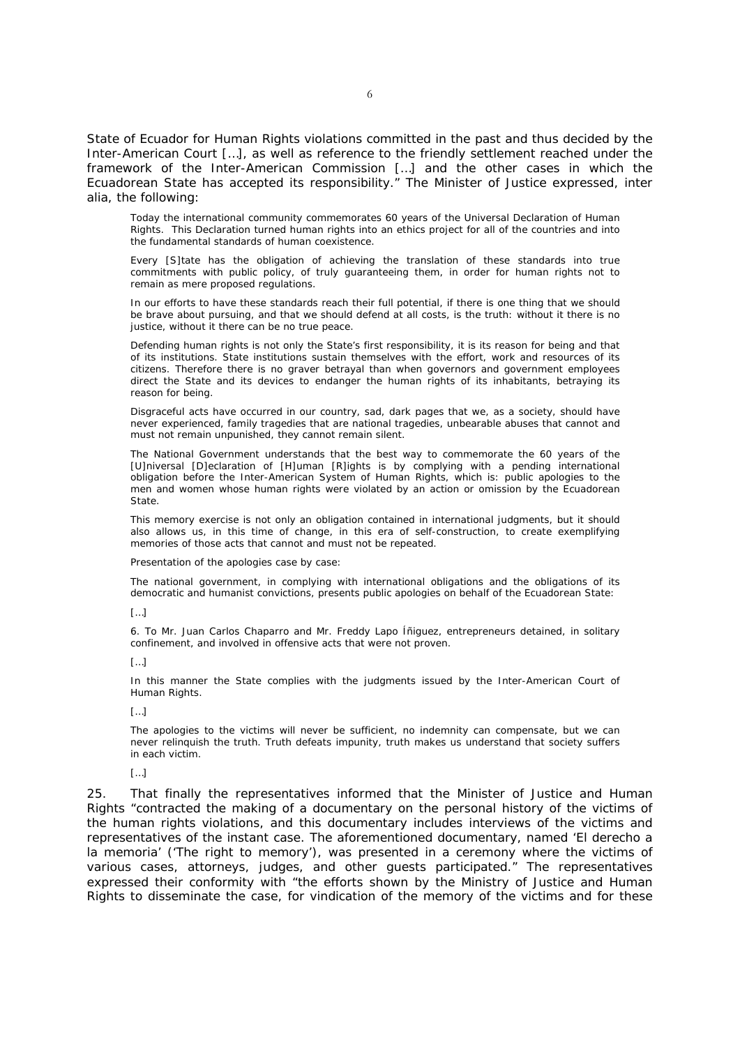State of Ecuador for Human Rights violations committed in the past and thus decided by the Inter-American Court […], as well as reference to the friendly settlement reached under the framework of the Inter-American Commission […] and the other cases in which the Ecuadorean State has accepted its responsibility." The Minister of Justice expressed, *inter alia*, the following:

> Today the international community commemorates 60 years of the Universal Declaration of Human Rights. This Declaration turned human rights into an ethics project for all of the countries and into the fundamental standards of human coexistence.
>
> Every [S]tate has the obligation of achieving the translation of these standards into true commitments with public policy, of truly guaranteeing them, in order for human rights not to remain as mere proposed regulations.
>
> In our efforts to have these standards reach their full potential, if there is one thing that we should be brave about pursuing, and that we should defend at all costs, is the truth: without it there is no justice, without it there can be no true peace.
>
> Defending human rights is not only the State's first responsibility, it is its reason for being and that of its institutions. State institutions sustain themselves with the effort, work and resources of its citizens. Therefore there is no graver betrayal than when governors and government employees direct the State and its devices to endanger the human rights of its inhabitants, betraying its reason for being.
>
> Disgraceful acts have occurred in our country, sad, dark pages that we, as a society, should have never experienced, family tragedies that are national tragedies, unbearable abuses that cannot and must not remain unpunished, they cannot remain silent.
>
> The National Government understands that the best way to commemorate the 60 years of the [U]niversal [D]eclaration of [H]uman [R]ights is by complying with a pending international obligation before the Inter-American System of Human Rights, which is: public apologies to the men and women whose human rights were violated by an action or omission by the Ecuadorean State.
>
> This memory exercise is not only an obligation contained in international judgments, but it should also allows us, in this time of change, in this era of self-construction, to create exemplifying memories of those acts that cannot and must not be repeated.
>
> Presentation of the apologies case by case:
>
> The national government, in complying with international obligations and the obligations of its democratic and humanist convictions, presents public apologies on behalf of the Ecuadorean State:
>
> […]
>
> 6. To Mr. Juan Carlos Chaparro and Mr. Freddy Lapo Íñiguez, entrepreneurs detained, in solitary confinement, and involved in offensive acts that were not proven.
>
> […]
>
> In this manner the State complies with the judgments issued by the Inter-American Court of Human Rights.
>
> […]
>
> The apologies to the victims will never be sufficient, no indemnity can compensate, but we can never relinquish the truth. Truth defeats impunity, truth makes us understand that society suffers in each victim.
>
> […]

25. That finally the representatives informed that the Minister of Justice and Human Rights "contracted the making of a documentary on the personal history of the victims of the human rights violations, and this documentary includes interviews of the victims and representatives of the instant case. The aforementioned documentary, named 'El derecho a la memoria' ('The right to memory'), was presented in a ceremony where the victims of various cases, attorneys, judges, and other guests participated." The representatives expressed their conformity with "the efforts shown by the Ministry of Justice and Human Rights to disseminate the case, for vindication of the memory of the victims and for these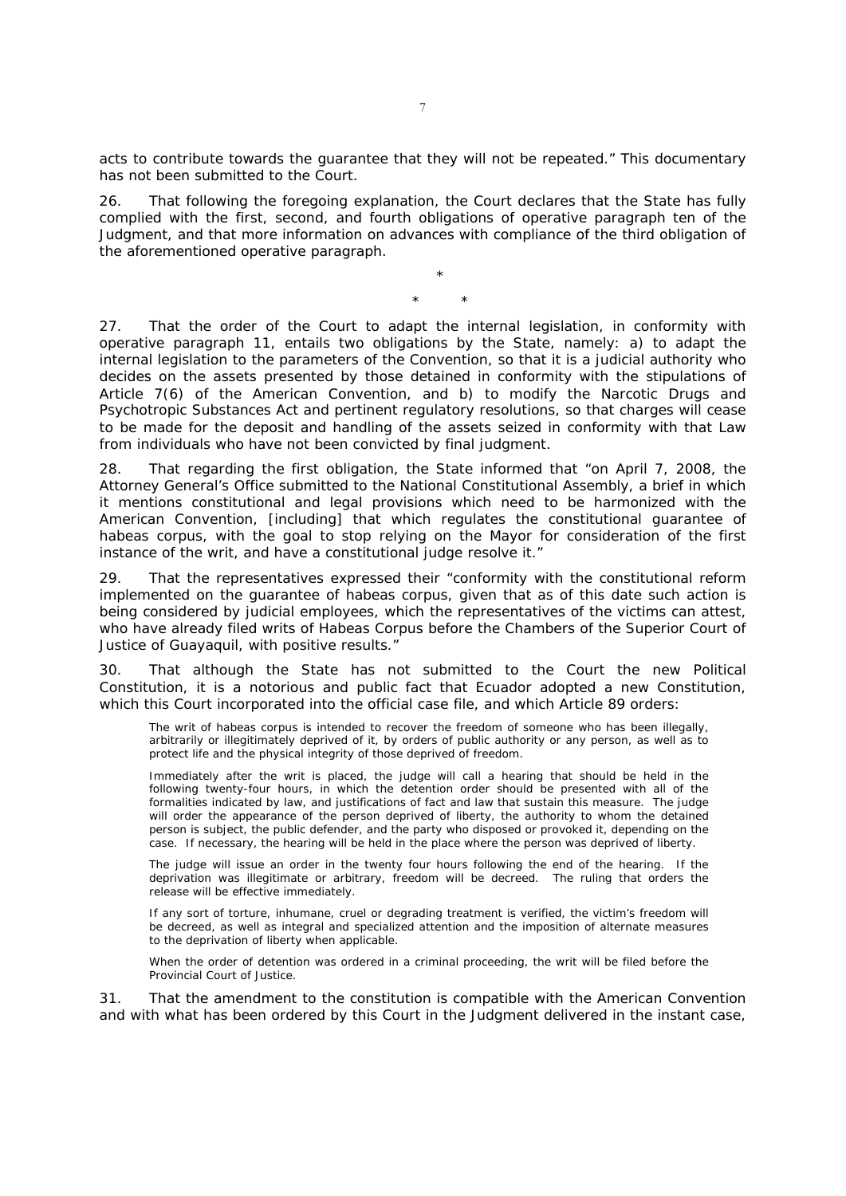acts to contribute towards the guarantee that they will not be repeated." This documentary has not been submitted to the Court.

26. That following the foregoing explanation, the Court declares that the State has fully complied with the first, second, and fourth obligations of operative paragraph ten of the Judgment, and that more information on advances with compliance of the third obligation of the aforementioned operative paragraph.

\*

\* \*

27. That the order of the Court to adapt the internal legislation, in conformity with operative paragraph 11, entails two obligations by the State, namely: a) to adapt the internal legislation to the parameters of the Convention, so that it is a judicial authority who decides on the assets presented by those detained in conformity with the stipulations of Article 7(6) of the American Convention, and b) to modify the Narcotic Drugs and Psychotropic Substances Act and pertinent regulatory resolutions, so that charges will cease to be made for the deposit and handling of the assets seized in conformity with that Law from individuals who have not been convicted by final judgment.

28. That regarding the first obligation, the State informed that "on April 7, 2008, the Attorney General's Office submitted to the National Constitutional Assembly, a brief in which it mentions constitutional and legal provisions which need to be harmonized with the American Convention, [including] that which regulates the constitutional guarantee of habeas corpus, with the goal to stop relying on the Mayor for consideration of the first instance of the writ, and have a constitutional judge resolve it."

29. That the representatives expressed their "conformity with the constitutional reform implemented on the guarantee of habeas corpus, given that as of this date such action is being considered by judicial employees, which the representatives of the victims can attest, who have already filed writs of Habeas Corpus before the Chambers of the Superior Court of Justice of Guayaquil, with positive results."

30. That although the State has not submitted to the Court the new Political Constitution, it is a notorious and public fact that Ecuador adopted a new Constitution, which this Court incorporated into the official case file, and which Article 89 orders:

> The writ of habeas corpus is intended to recover the freedom of someone who has been illegally, arbitrarily or illegitimately deprived of it, by orders of public authority or any person, as well as to protect life and the physical integrity of those deprived of freedom.
>
> Immediately after the writ is placed, the judge will call a hearing that should be held in the following twenty-four hours, in which the detention order should be presented with all of the formalities indicated by law, and justifications of fact and law that sustain this measure. The judge will order the appearance of the person deprived of liberty, the authority to whom the detained person is subject, the public defender, and the party who disposed or provoked it, depending on the case. If necessary, the hearing will be held in the place where the person was deprived of liberty.
>
> The judge will issue an order in the twenty four hours following the end of the hearing. If the deprivation was illegitimate or arbitrary, freedom will be decreed. The ruling that orders the release will be effective immediately.
>
> If any sort of torture, inhumane, cruel or degrading treatment is verified, the victim's freedom will be decreed, as well as integral and specialized attention and the imposition of alternate measures to the deprivation of liberty when applicable.
>
> When the order of detention was ordered in a criminal proceeding, the writ will be filed before the Provincial Court of Justice.

31. That the amendment to the constitution is compatible with the American Convention and with what has been ordered by this Court in the Judgment delivered in the instant case,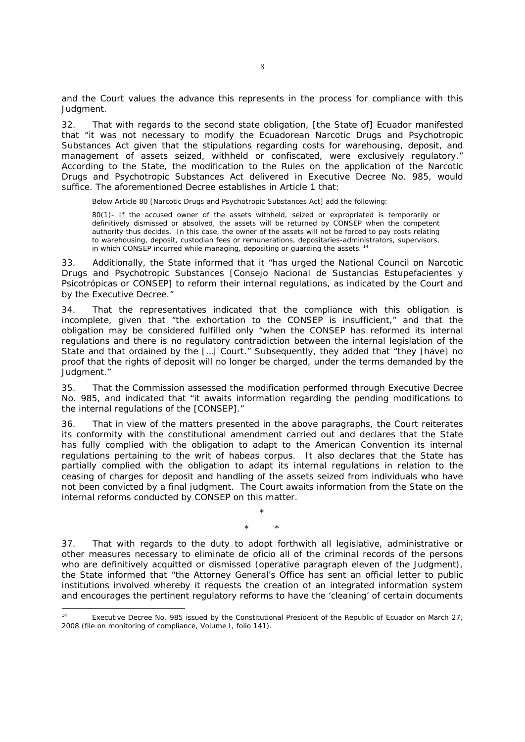and the Court values the advance this represents in the process for compliance with this Judgment.

32. That with regards to the second state obligation, [the State of] Ecuador manifested that "it was not necessary to modify the Ecuadorean Narcotic Drugs and Psychotropic Substances Act given that the stipulations regarding costs for warehousing, deposit, and management of assets seized, withheld or confiscated, were exclusively regulatory." According to the State, the modification to the Rules on the application of the Narcotic Drugs and Psychotropic Substances Act delivered in Executive Decree No. 985, would suffice. The aforementioned Decree establishes in Article 1 that:

> Below Article 80 [Narcotic Drugs and Psychotropic Substances Act] add the following:
>
> 80(1)- If the accused owner of the assets withheld, seized or expropriated is temporarily or definitively dismissed or absolved, the assets will be returned by CONSEP when the competent authority thus decides. In this case, the owner of the assets will not be forced to pay costs relating to warehousing, deposit, custodian fees or remunerations, depositaries-administrators, supervisors, in which CONSEP incurred while managing, depositing or guarding the assets.[14]

33. Additionally, the State informed that it "has urged the National Council on Narcotic Drugs and Psychotropic Substances [*Consejo Nacional de Sustancias Estupefacientes y Psicotrópicas* or CONSEP] to reform their internal regulations, as indicated by the Court and by the Executive Decree."

34. That the representatives indicated that the compliance with this obligation is incomplete, given that "the exhortation to the CONSEP is insufficient," and that the obligation may be considered fulfilled only "when the CONSEP has reformed its internal regulations and there is no regulatory contradiction between the internal legislation of the State and that ordained by the […] Court." Subsequently, they added that "they [have] no proof that the rights of deposit will no longer be charged, under the terms demanded by the Judgment."

35. That the Commission assessed the modification performed through Executive Decree No. 985, and indicated that "it awaits information regarding the pending modifications to the internal regulations of the [CONSEP]."

36. That in view of the matters presented in the above paragraphs, the Court reiterates its conformity with the constitutional amendment carried out and declares that the State has fully complied with the obligation to adapt to the American Convention its internal regulations pertaining to the writ of habeas corpus. It also declares that the State has partially complied with the obligation to adapt its internal regulations in relation to the ceasing of charges for deposit and handling of the assets seized from individuals who have not been convicted by a final judgment. The Court awaits information from the State on the internal reforms conducted by CONSEP on this matter.

\*

\* \*

37. That with regards to the duty to adopt forthwith all legislative, administrative or other measures necessary to eliminate *de oficio* all of the criminal records of the persons who are definitively acquitted or dismissed (operative paragraph eleven of the Judgment), the State informed that "the Attorney General's Office has sent an official letter to public institutions involved whereby it requests the creation of an integrated information system and encourages the pertinent regulatory reforms to have the 'cleaning' of certain documents

---

[14] Executive Decree No. 985 issued by the Constitutional President of the Republic of Ecuador on March 27, 2008 (file on monitoring of compliance, Volume I, folio 141).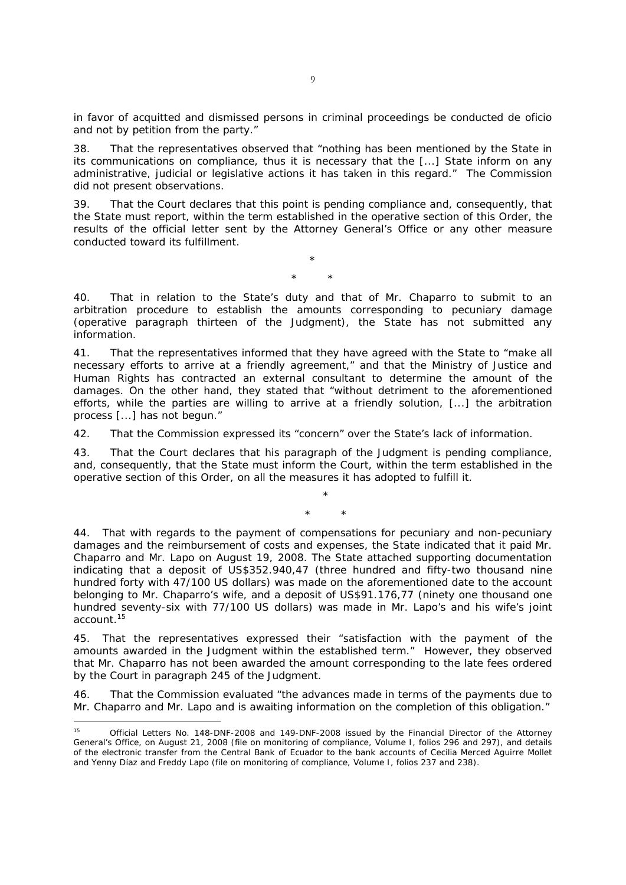in favor of acquitted and dismissed persons in criminal proceedings be conducted de oficio and not by petition from the party."

38. That the representatives observed that "nothing has been mentioned by the State in its communications on compliance, thus it is necessary that the [...] State inform on any administrative, judicial or legislative actions it has taken in this regard." The Commission did not present observations.

39. That the Court declares that this point is pending compliance and, consequently, that the State must report, within the term established in the operative section of this Order, the results of the official letter sent by the Attorney General's Office or any other measure conducted toward its fulfillment.

\*

\* \*

40. That in relation to the State's duty and that of Mr. Chaparro to submit to an arbitration procedure to establish the amounts corresponding to pecuniary damage (operative paragraph thirteen of the Judgment), the State has not submitted any information.

41. That the representatives informed that they have agreed with the State to "make all necessary efforts to arrive at a friendly agreement," and that the Ministry of Justice and Human Rights has contracted an external consultant to determine the amount of the damages. On the other hand, they stated that "without detriment to the aforementioned efforts, while the parties are willing to arrive at a friendly solution, [...] the arbitration process [...] has not begun."

42. That the Commission expressed its "concern" over the State's lack of information.

43. That the Court declares that his paragraph of the Judgment is pending compliance, and, consequently, that the State must inform the Court, within the term established in the operative section of this Order, on all the measures it has adopted to fulfill it.

\*

\* \*

44. That with regards to the payment of compensations for pecuniary and non-pecuniary damages and the reimbursement of costs and expenses, the State indicated that it paid Mr. Chaparro and Mr. Lapo on August 19, 2008. The State attached supporting documentation indicating that a deposit of US$352.940,47 (three hundred and fifty-two thousand nine hundred forty with 47/100 US dollars) was made on the aforementioned date to the account belonging to Mr. Chaparro's wife, and a deposit of US$91.176,77 (ninety one thousand one hundred seventy-six with 77/100 US dollars) was made in Mr. Lapo's and his wife's joint account.[15]

45. That the representatives expressed their "satisfaction with the payment of the amounts awarded in the Judgment within the established term." However, they observed that Mr. Chaparro has not been awarded the amount corresponding to the late fees ordered by the Court in paragraph 245 of the Judgment.

46. That the Commission evaluated "the advances made in terms of the payments due to Mr. Chaparro and Mr. Lapo and is awaiting information on the completion of this obligation."

---

[15] Official Letters No. 148-DNF-2008 and 149-DNF-2008 issued by the Financial Director of the Attorney General's Office, on August 21, 2008 (file on monitoring of compliance, Volume I, folios 296 and 297), and details of the electronic transfer from the Central Bank of Ecuador to the bank accounts of Cecilia Merced Aguirre Mollet and Yenny Díaz and Freddy Lapo (file on monitoring of compliance, Volume I, folios 237 and 238).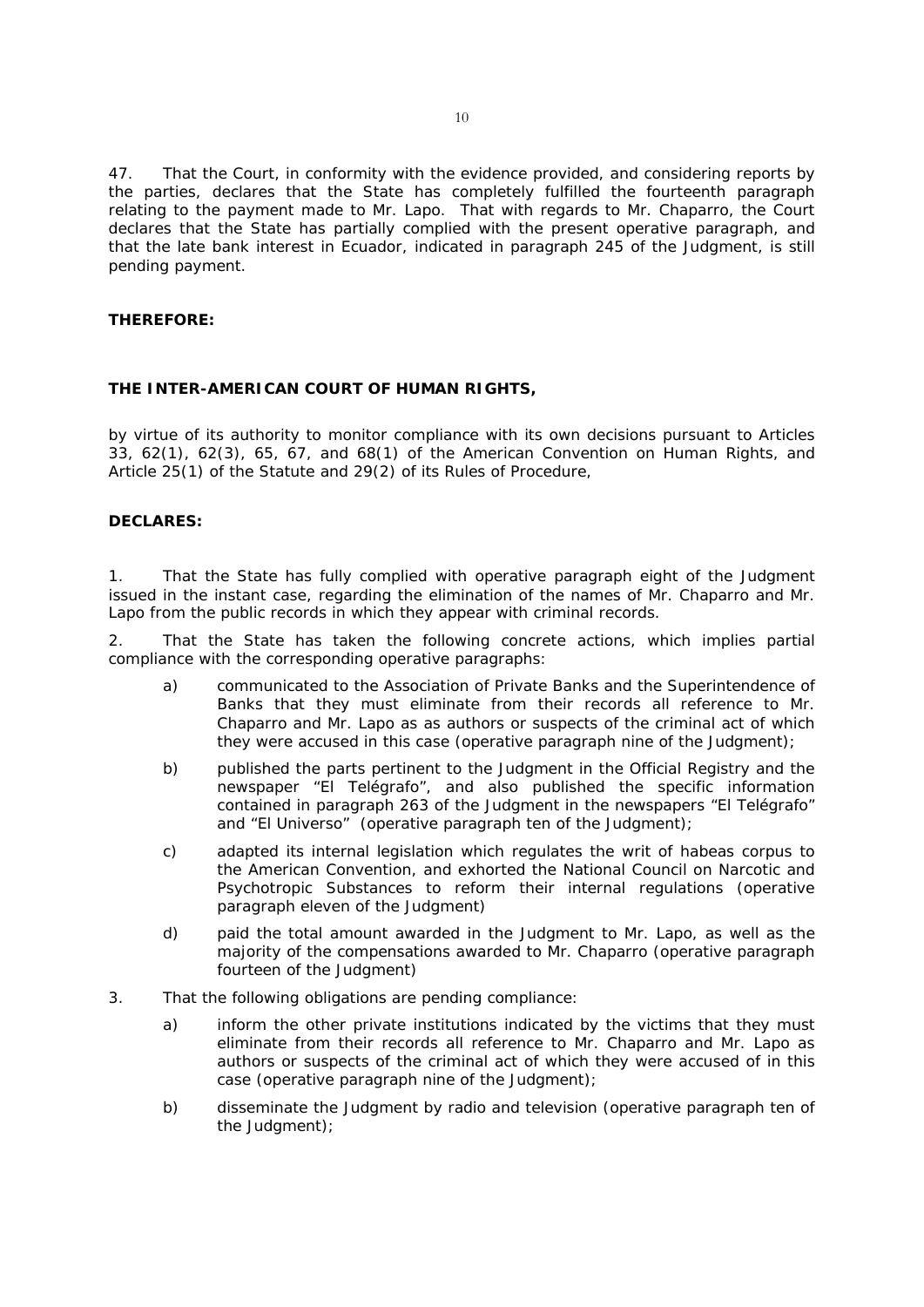47. That the Court, in conformity with the evidence provided, and considering reports by the parties, declares that the State has completely fulfilled the fourteenth paragraph relating to the payment made to Mr. Lapo. That with regards to Mr. Chaparro, the Court declares that the State has partially complied with the present operative paragraph, and that the late bank interest in Ecuador, indicated in paragraph 245 of the Judgment, is still pending payment.

**THEREFORE:**

**THE INTER-AMERICAN COURT OF HUMAN RIGHTS,**

by virtue of its authority to monitor compliance with its own decisions pursuant to Articles 33, 62(1), 62(3), 65, 67, and 68(1) of the American Convention on Human Rights, and Article 25(1) of the Statute and 29(2) of its Rules of Procedure,

**DECLARES:**

1. That the State has fully complied with operative paragraph eight of the Judgment issued in the instant case, regarding the elimination of the names of Mr. Chaparro and Mr. Lapo from the public records in which they appear with criminal records.

2. That the State has taken the following concrete actions, which implies partial compliance with the corresponding operative paragraphs:

   a) communicated to the Association of Private Banks and the Superintendence of Banks that they must eliminate from their records all reference to Mr. Chaparro and Mr. Lapo as as authors or suspects of the criminal act of which they were accused in this case (operative paragraph nine of the Judgment);

   b) published the parts pertinent to the Judgment in the Official Registry and the newspaper "El Telégrafo", and also published the specific information contained in paragraph 263 of the Judgment in the newspapers "El Telégrafo" and "El Universo" (operative paragraph ten of the Judgment);

   c) adapted its internal legislation which regulates the writ of habeas corpus to the American Convention, and exhorted the National Council on Narcotic and Psychotropic Substances to reform their internal regulations (operative paragraph eleven of the Judgment)

   d) paid the total amount awarded in the Judgment to Mr. Lapo, as well as the majority of the compensations awarded to Mr. Chaparro (operative paragraph fourteen of the Judgment)

3. That the following obligations are pending compliance:

   a) inform the other private institutions indicated by the victims that they must eliminate from their records all reference to Mr. Chaparro and Mr. Lapo as authors or suspects of the criminal act of which they were accused of in this case (operative paragraph nine of the Judgment);

   b) disseminate the Judgment by radio and television (operative paragraph ten of the Judgment);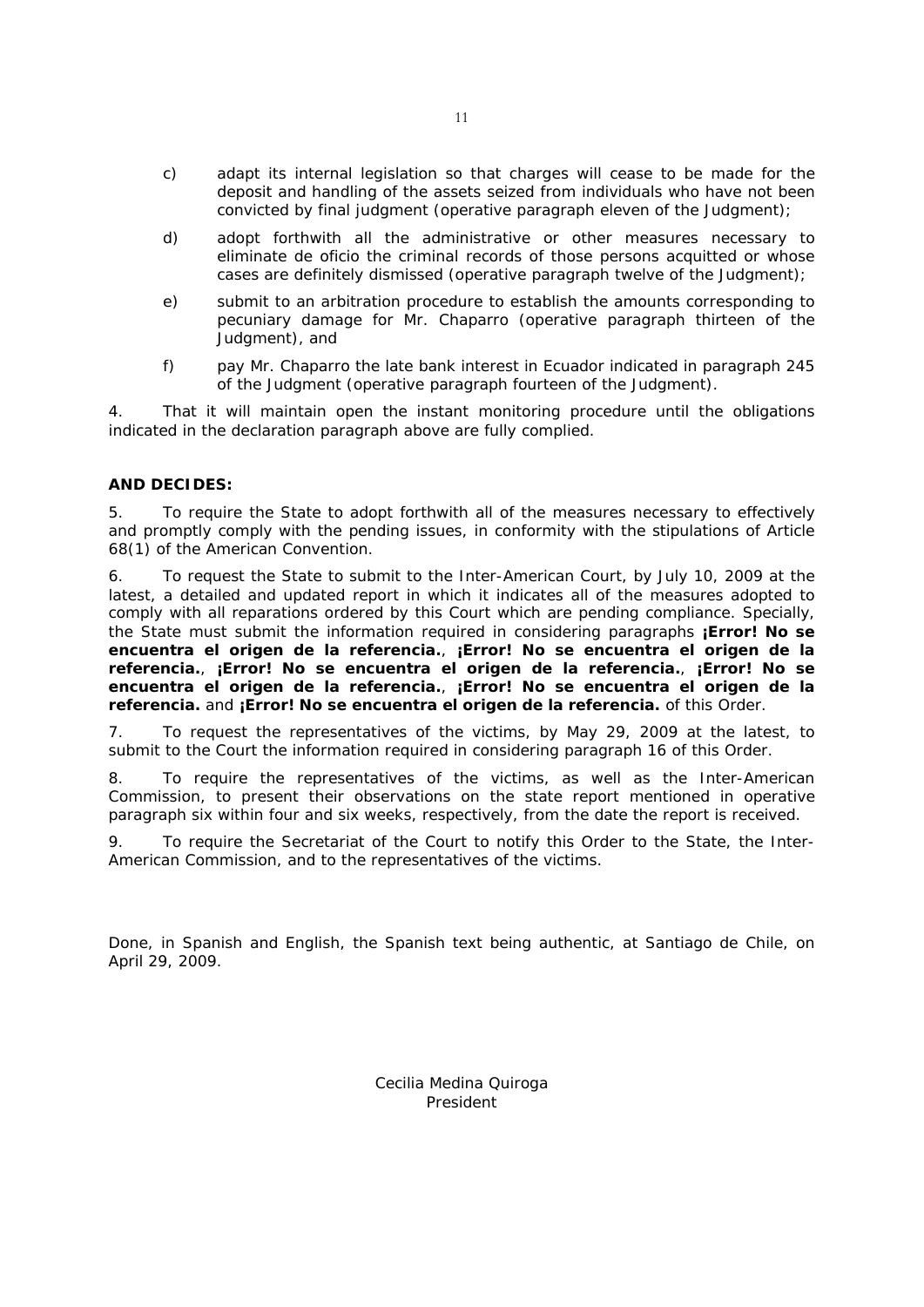c) adapt its internal legislation so that charges will cease to be made for the deposit and handling of the assets seized from individuals who have not been convicted by final judgment (operative paragraph eleven of the Judgment);

d) adopt forthwith all the administrative or other measures necessary to eliminate de oficio the criminal records of those persons acquitted or whose cases are definitely dismissed (operative paragraph twelve of the Judgment);

e) submit to an arbitration procedure to establish the amounts corresponding to pecuniary damage for Mr. Chaparro (operative paragraph thirteen of the Judgment), and

f) pay Mr. Chaparro the late bank interest in Ecuador indicated in paragraph 245 of the Judgment (operative paragraph fourteen of the Judgment).

4. That it will maintain open the instant monitoring procedure until the obligations indicated in the declaration paragraph above are fully complied.

**AND DECIDES:**

5. To require the State to adopt forthwith all of the measures necessary to effectively and promptly comply with the pending issues, in conformity with the stipulations of Article 68(1) of the American Convention.

6. To request the State to submit to the Inter-American Court, by July 10, 2009 at the latest, a detailed and updated report in which it indicates all of the measures adopted to comply with all reparations ordered by this Court which are pending compliance. Specially, the State must submit the information required in considering paragraphs **¡Error! No se encuentra el origen de la referencia.**, **¡Error! No se encuentra el origen de la referencia.**, **¡Error! No se encuentra el origen de la referencia.**, **¡Error! No se encuentra el origen de la referencia.**, **¡Error! No se encuentra el origen de la referencia.** and **¡Error! No se encuentra el origen de la referencia.** of this Order.

7. To request the representatives of the victims, by May 29, 2009 at the latest, to submit to the Court the information required in considering paragraph 16 of this Order.

8. To require the representatives of the victims, as well as the Inter-American Commission, to present their observations on the state report mentioned in operative paragraph six within four and six weeks, respectively, from the date the report is received.

9. To require the Secretariat of the Court to notify this Order to the State, the Inter-American Commission, and to the representatives of the victims.

Done, in Spanish and English, the Spanish text being authentic, at Santiago de Chile, on April 29, 2009.

Cecilia Medina Quiroga
President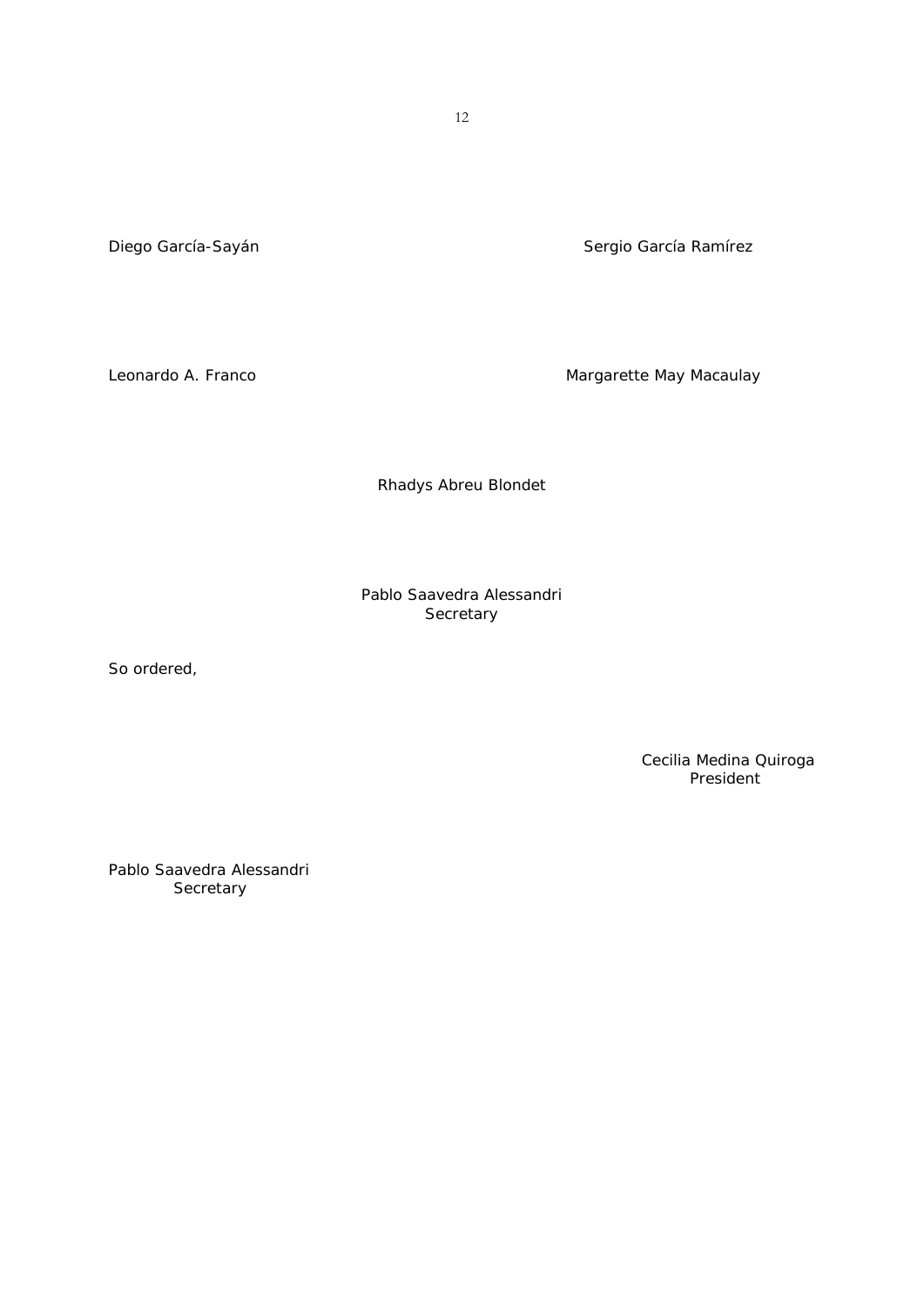Diego García-Sayán

Sergio García Ramírez

Leonardo A. Franco

Margarette May Macaulay

Rhadys Abreu Blondet

Pablo Saavedra Alessandri
Secretary

So ordered,

Cecilia Medina Quiroga
President

Pablo Saavedra Alessandri
Secretary